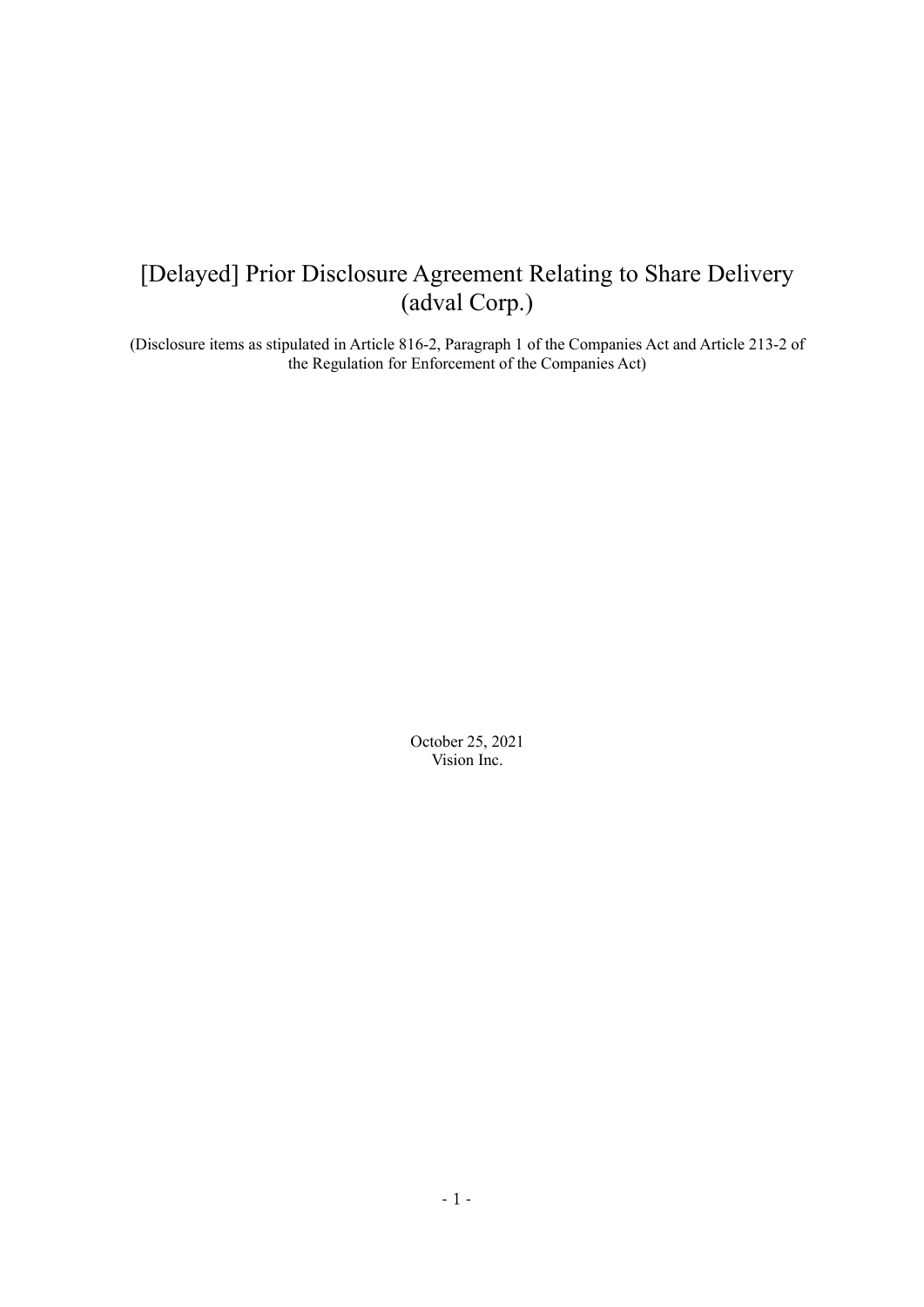# [Delayed] Prior Disclosure Agreement Relating to Share Delivery (adval Corp.)

(Disclosure items as stipulated in Article 816-2, Paragraph 1 of the Companies Act and Article 213-2 of the Regulation for Enforcement of the Companies Act)

October 25, 2021
Vision Inc.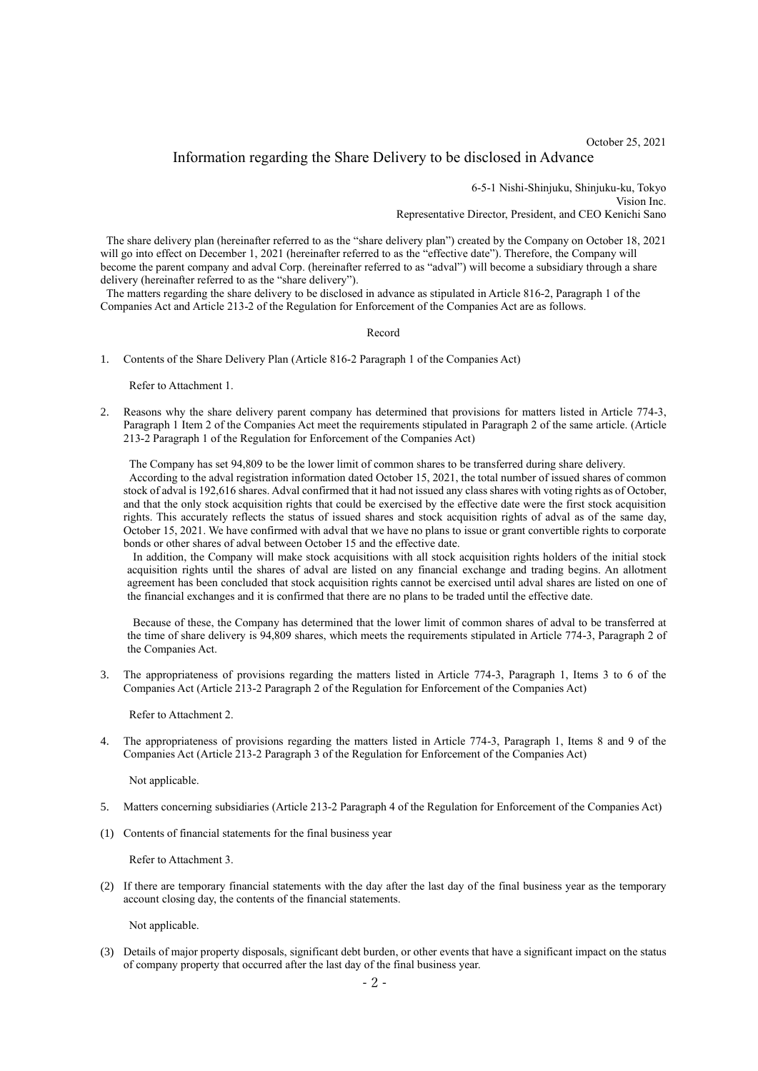October 25, 2021

# Information regarding the Share Delivery to be disclosed in Advance

6-5-1 Nishi-Shinjuku, Shinjuku-ku, Tokyo
Vision Inc.
Representative Director, President, and CEO Kenichi Sano

The share delivery plan (hereinafter referred to as the "share delivery plan") created by the Company on October 18, 2021 will go into effect on December 1, 2021 (hereinafter referred to as the "effective date"). Therefore, the Company will become the parent company and adval Corp. (hereinafter referred to as "adval") will become a subsidiary through a share delivery (hereinafter referred to as the "share delivery").

The matters regarding the share delivery to be disclosed in advance as stipulated in Article 816-2, Paragraph 1 of the Companies Act and Article 213-2 of the Regulation for Enforcement of the Companies Act are as follows.

Record

1. Contents of the Share Delivery Plan (Article 816-2 Paragraph 1 of the Companies Act)

   Refer to Attachment 1.

2. Reasons why the share delivery parent company has determined that provisions for matters listed in Article 774-3, Paragraph 1 Item 2 of the Companies Act meet the requirements stipulated in Paragraph 2 of the same article. (Article 213-2 Paragraph 1 of the Regulation for Enforcement of the Companies Act)

   The Company has set 94,809 to be the lower limit of common shares to be transferred during share delivery.

   According to the adval registration information dated October 15, 2021, the total number of issued shares of common stock of adval is 192,616 shares. Adval confirmed that it had not issued any class shares with voting rights as of October, and that the only stock acquisition rights that could be exercised by the effective date were the first stock acquisition rights. This accurately reflects the status of issued shares and stock acquisition rights of adval as of the same day, October 15, 2021. We have confirmed with adval that we have no plans to issue or grant convertible rights to corporate bonds or other shares of adval between October 15 and the effective date.

   In addition, the Company will make stock acquisitions with all stock acquisition rights holders of the initial stock acquisition rights until the shares of adval are listed on any financial exchange and trading begins. An allotment agreement has been concluded that stock acquisition rights cannot be exercised until adval shares are listed on one of the financial exchanges and it is confirmed that there are no plans to be traded until the effective date.

   Because of these, the Company has determined that the lower limit of common shares of adval to be transferred at the time of share delivery is 94,809 shares, which meets the requirements stipulated in Article 774-3, Paragraph 2 of the Companies Act.

3. The appropriateness of provisions regarding the matters listed in Article 774-3, Paragraph 1, Items 3 to 6 of the Companies Act (Article 213-2 Paragraph 2 of the Regulation for Enforcement of the Companies Act)

   Refer to Attachment 2.

4. The appropriateness of provisions regarding the matters listed in Article 774-3, Paragraph 1, Items 8 and 9 of the Companies Act (Article 213-2 Paragraph 3 of the Regulation for Enforcement of the Companies Act)

   Not applicable.

5. Matters concerning subsidiaries (Article 213-2 Paragraph 4 of the Regulation for Enforcement of the Companies Act)

(1) Contents of financial statements for the final business year

   Refer to Attachment 3.

(2) If there are temporary financial statements with the day after the last day of the final business year as the temporary account closing day, the contents of the financial statements.

   Not applicable.

(3) Details of major property disposals, significant debt burden, or other events that have a significant impact on the status of company property that occurred after the last day of the final business year.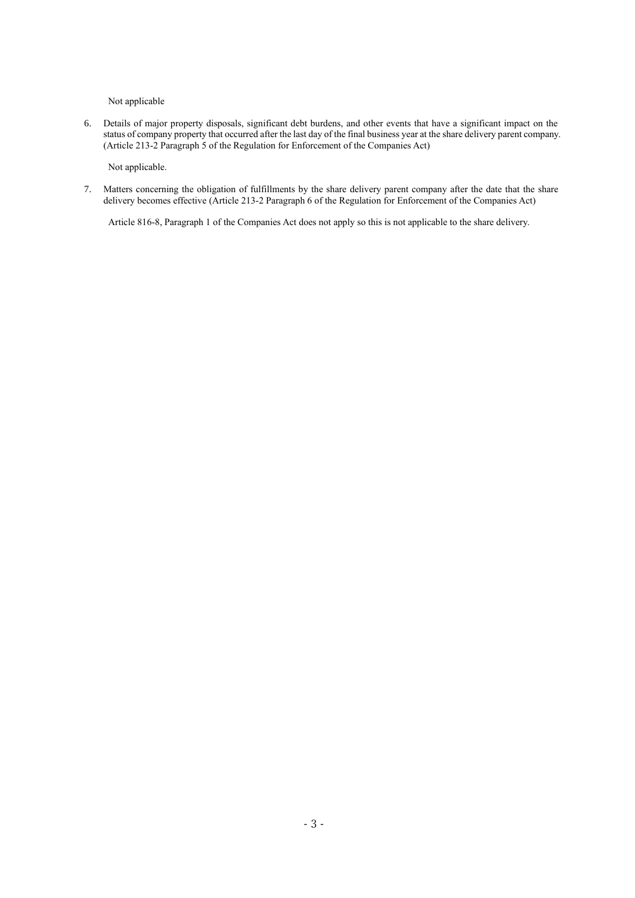Not applicable

6. Details of major property disposals, significant debt burdens, and other events that have a significant impact on the status of company property that occurred after the last day of the final business year at the share delivery parent company. (Article 213-2 Paragraph 5 of the Regulation for Enforcement of the Companies Act)

   Not applicable.

7. Matters concerning the obligation of fulfillments by the share delivery parent company after the date that the share delivery becomes effective (Article 213-2 Paragraph 6 of the Regulation for Enforcement of the Companies Act)

   Article 816-8, Paragraph 1 of the Companies Act does not apply so this is not applicable to the share delivery.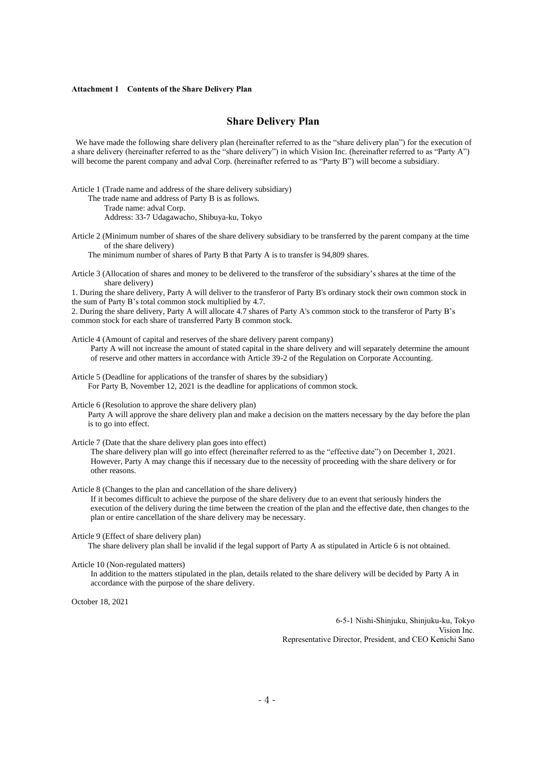**Attachment 1 Contents of the Share Delivery Plan**

## Share Delivery Plan

We have made the following share delivery plan (hereinafter referred to as the "share delivery plan") for the execution of a share delivery (hereinafter referred to as the "share delivery") in which Vision Inc. (hereinafter referred to as "Party A") will become the parent company and adval Corp. (hereinafter referred to as "Party B") will become a subsidiary.

Article 1 (Trade name and address of the share delivery subsidiary)

The trade name and address of Party B is as follows.

Trade name: adval Corp.

Address: 33-7 Udagawacho, Shibuya-ku, Tokyo

Article 2 (Minimum number of shares of the share delivery subsidiary to be transferred by the parent company at the time of the share delivery)

The minimum number of shares of Party B that Party A is to transfer is 94,809 shares.

Article 3 (Allocation of shares and money to be delivered to the transferor of the subsidiary's shares at the time of the share delivery)

1. During the share delivery, Party A will deliver to the transferor of Party B's ordinary stock their own common stock in the sum of Party B's total common stock multiplied by 4.7.
2. During the share delivery, Party A will allocate 4.7 shares of Party A's common stock to the transferor of Party B's common stock for each share of transferred Party B common stock.

Article 4 (Amount of capital and reserves of the share delivery parent company)

Party A will not increase the amount of stated capital in the share delivery and will separately determine the amount of reserve and other matters in accordance with Article 39-2 of the Regulation on Corporate Accounting.

Article 5 (Deadline for applications of the transfer of shares by the subsidiary)

For Party B, November 12, 2021 is the deadline for applications of common stock.

Article 6 (Resolution to approve the share delivery plan)

Party A will approve the share delivery plan and make a decision on the matters necessary by the day before the plan is to go into effect.

Article 7 (Date that the share delivery plan goes into effect)

The share delivery plan will go into effect (hereinafter referred to as the "effective date") on December 1, 2021. However, Party A may change this if necessary due to the necessity of proceeding with the share delivery or for other reasons.

Article 8 (Changes to the plan and cancellation of the share delivery)

If it becomes difficult to achieve the purpose of the share delivery due to an event that seriously hinders the execution of the delivery during the time between the creation of the plan and the effective date, then changes to the plan or entire cancellation of the share delivery may be necessary.

Article 9 (Effect of share delivery plan)

The share delivery plan shall be invalid if the legal support of Party A as stipulated in Article 6 is not obtained.

Article 10 (Non-regulated matters)

In addition to the matters stipulated in the plan, details related to the share delivery will be decided by Party A in accordance with the purpose of the share delivery.

October 18, 2021

6-5-1 Nishi-Shinjuku, Shinjuku-ku, Tokyo
Vision Inc.
Representative Director, President, and CEO Kenichi Sano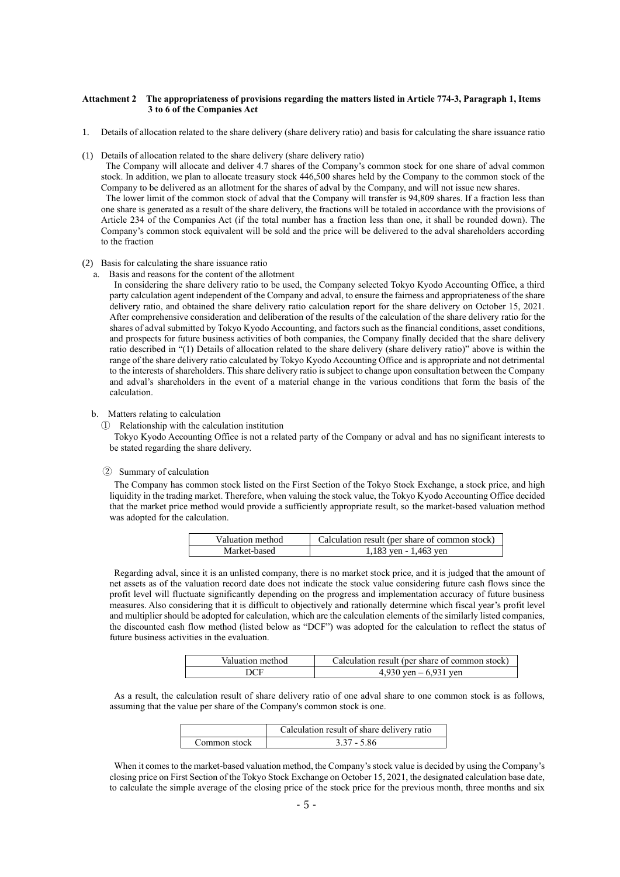**Attachment 2 The appropriateness of provisions regarding the matters listed in Article 774-3, Paragraph 1, Items 3 to 6 of the Companies Act**

1. Details of allocation related to the share delivery (share delivery ratio) and basis for calculating the share issuance ratio

(1) Details of allocation related to the share delivery (share delivery ratio)

The Company will allocate and deliver 4.7 shares of the Company's common stock for one share of adval common stock. In addition, we plan to allocate treasury stock 446,500 shares held by the Company to the common stock of the Company to be delivered as an allotment for the shares of adval by the Company, and will not issue new shares.

The lower limit of the common stock of adval that the Company will transfer is 94,809 shares. If a fraction less than one share is generated as a result of the share delivery, the fractions will be totaled in accordance with the provisions of Article 234 of the Companies Act (if the total number has a fraction less than one, it shall be rounded down). The Company's common stock equivalent will be sold and the price will be delivered to the adval shareholders according to the fraction

(2) Basis for calculating the share issuance ratio

a. Basis and reasons for the content of the allotment

In considering the share delivery ratio to be used, the Company selected Tokyo Kyodo Accounting Office, a third party calculation agent independent of the Company and adval, to ensure the fairness and appropriateness of the share delivery ratio, and obtained the share delivery ratio calculation report for the share delivery on October 15, 2021. After comprehensive consideration and deliberation of the results of the calculation of the share delivery ratio for the shares of adval submitted by Tokyo Kyodo Accounting, and factors such as the financial conditions, asset conditions, and prospects for future business activities of both companies, the Company finally decided that the share delivery ratio described in "(1) Details of allocation related to the share delivery (share delivery ratio)" above is within the range of the share delivery ratio calculated by Tokyo Kyodo Accounting Office and is appropriate and not detrimental to the interests of shareholders. This share delivery ratio is subject to change upon consultation between the Company and adval's shareholders in the event of a material change in the various conditions that form the basis of the calculation.

b. Matters relating to calculation

① Relationship with the calculation institution

Tokyo Kyodo Accounting Office is not a related party of the Company or adval and has no significant interests to be stated regarding the share delivery.

② Summary of calculation

The Company has common stock listed on the First Section of the Tokyo Stock Exchange, a stock price, and high liquidity in the trading market. Therefore, when valuing the stock value, the Tokyo Kyodo Accounting Office decided that the market price method would provide a sufficiently appropriate result, so the market-based valuation method was adopted for the calculation.

| Valuation method | Calculation result (per share of common stock) |
|---|---|
| Market-based | 1,183 yen - 1,463 yen |

Regarding adval, since it is an unlisted company, there is no market stock price, and it is judged that the amount of net assets as of the valuation record date does not indicate the stock value considering future cash flows since the profit level will fluctuate significantly depending on the progress and implementation accuracy of future business measures. Also considering that it is difficult to objectively and rationally determine which fiscal year's profit level and multiplier should be adopted for calculation, which are the calculation elements of the similarly listed companies, the discounted cash flow method (listed below as "DCF") was adopted for the calculation to reflect the status of future business activities in the evaluation.

| Valuation method | Calculation result (per share of common stock) |
|---|---|
| DCF | 4,930 yen – 6,931 yen |

As a result, the calculation result of share delivery ratio of one adval share to one common stock is as follows, assuming that the value per share of the Company's common stock is one.

| | Calculation result of share delivery ratio |
|---|---|
| Common stock | 3.37 - 5.86 |

When it comes to the market-based valuation method, the Company's stock value is decided by using the Company's closing price on First Section of the Tokyo Stock Exchange on October 15, 2021, the designated calculation base date, to calculate the simple average of the closing price of the stock price for the previous month, three months and six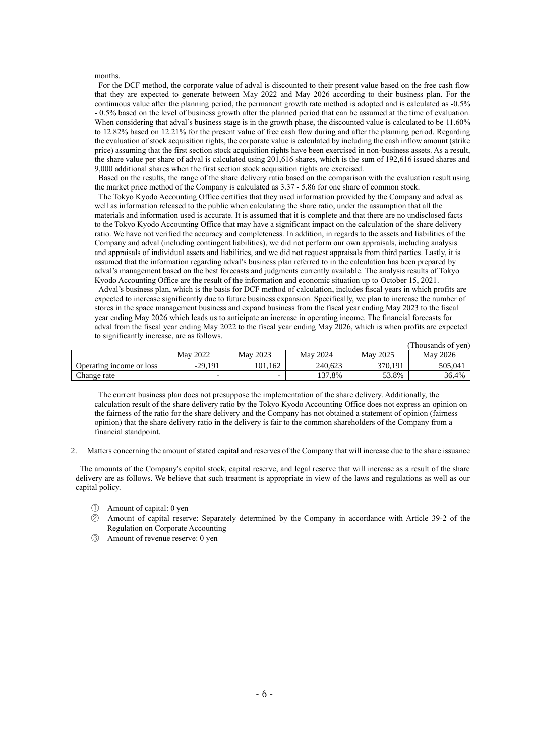months.

For the DCF method, the corporate value of adval is discounted to their present value based on the free cash flow that they are expected to generate between May 2022 and May 2026 according to their business plan. For the continuous value after the planning period, the permanent growth rate method is adopted and is calculated as -0.5% - 0.5% based on the level of business growth after the planned period that can be assumed at the time of evaluation. When considering that adval's business stage is in the growth phase, the discounted value is calculated to be 11.60% to 12.82% based on 12.21% for the present value of free cash flow during and after the planning period. Regarding the evaluation of stock acquisition rights, the corporate value is calculated by including the cash inflow amount (strike price) assuming that the first section stock acquisition rights have been exercised in non-business assets. As a result, the share value per share of adval is calculated using 201,616 shares, which is the sum of 192,616 issued shares and 9,000 additional shares when the first section stock acquisition rights are exercised.

Based on the results, the range of the share delivery ratio based on the comparison with the evaluation result using the market price method of the Company is calculated as 3.37 - 5.86 for one share of common stock.

The Tokyo Kyodo Accounting Office certifies that they used information provided by the Company and adval as well as information released to the public when calculating the share ratio, under the assumption that all the materials and information used is accurate. It is assumed that it is complete and that there are no undisclosed facts to the Tokyo Kyodo Accounting Office that may have a significant impact on the calculation of the share delivery ratio. We have not verified the accuracy and completeness. In addition, in regards to the assets and liabilities of the Company and adval (including contingent liabilities), we did not perform our own appraisals, including analysis and appraisals of individual assets and liabilities, and we did not request appraisals from third parties. Lastly, it is assumed that the information regarding adval's business plan referred to in the calculation has been prepared by adval's management based on the best forecasts and judgments currently available. The analysis results of Tokyo Kyodo Accounting Office are the result of the information and economic situation up to October 15, 2021.

Adval's business plan, which is the basis for DCF method of calculation, includes fiscal years in which profits are expected to increase significantly due to future business expansion. Specifically, we plan to increase the number of stores in the space management business and expand business from the fiscal year ending May 2023 to the fiscal year ending May 2026 which leads us to anticipate an increase in operating income. The financial forecasts for adval from the fiscal year ending May 2022 to the fiscal year ending May 2026, which is when profits are expected to significantly increase, are as follows.

(Thousands of yen)

| | May 2022 | May 2023 | May 2024 | May 2025 | May 2026 |
|---|---|---|---|---|---|
| Operating income or loss | -29,191 | 101,162 | 240,623 | 370,191 | 505,041 |
| Change rate | - | - | 137.8% | 53.8% | 36.4% |

The current business plan does not presuppose the implementation of the share delivery. Additionally, the calculation result of the share delivery ratio by the Tokyo Kyodo Accounting Office does not express an opinion on the fairness of the ratio for the share delivery and the Company has not obtained a statement of opinion (fairness opinion) that the share delivery ratio in the delivery is fair to the common shareholders of the Company from a financial standpoint.

2. Matters concerning the amount of stated capital and reserves of the Company that will increase due to the share issuance

The amounts of the Company's capital stock, capital reserve, and legal reserve that will increase as a result of the share delivery are as follows. We believe that such treatment is appropriate in view of the laws and regulations as well as our capital policy.

① Amount of capital: 0 yen
② Amount of capital reserve: Separately determined by the Company in accordance with Article 39-2 of the Regulation on Corporate Accounting
③ Amount of revenue reserve: 0 yen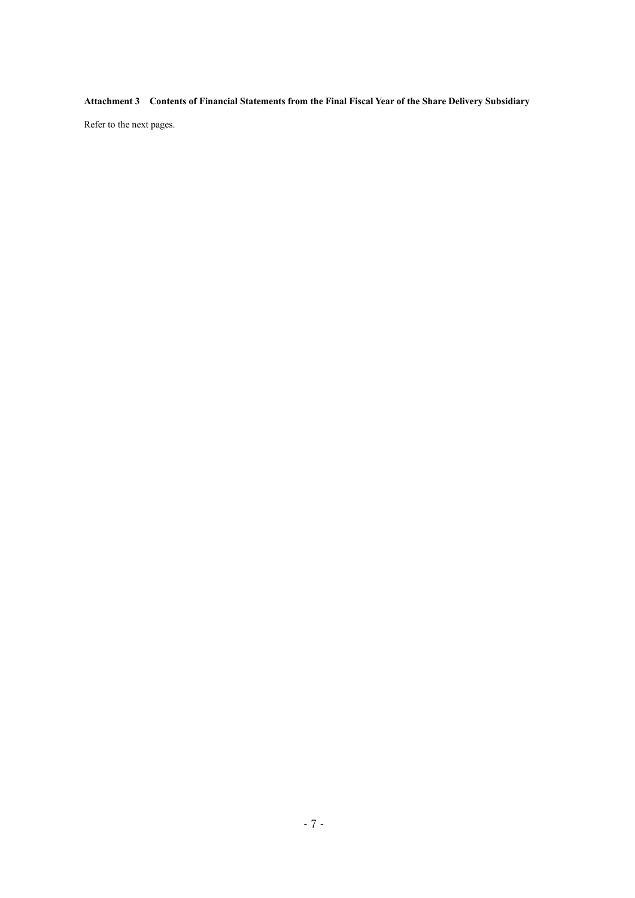**Attachment 3 Contents of Financial Statements from the Final Fiscal Year of the Share Delivery Subsidiary**

Refer to the next pages.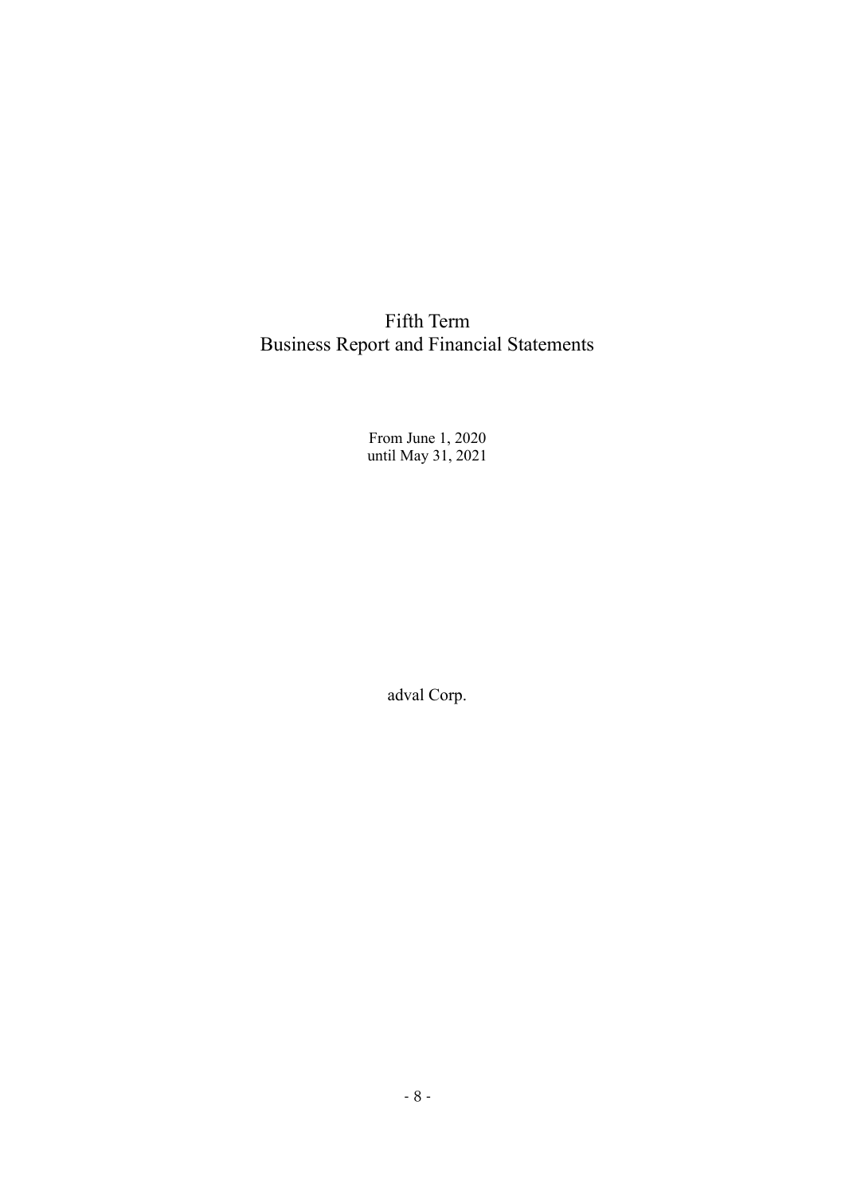# Fifth Term
# Business Report and Financial Statements

From June 1, 2020
until May 31, 2021

adval Corp.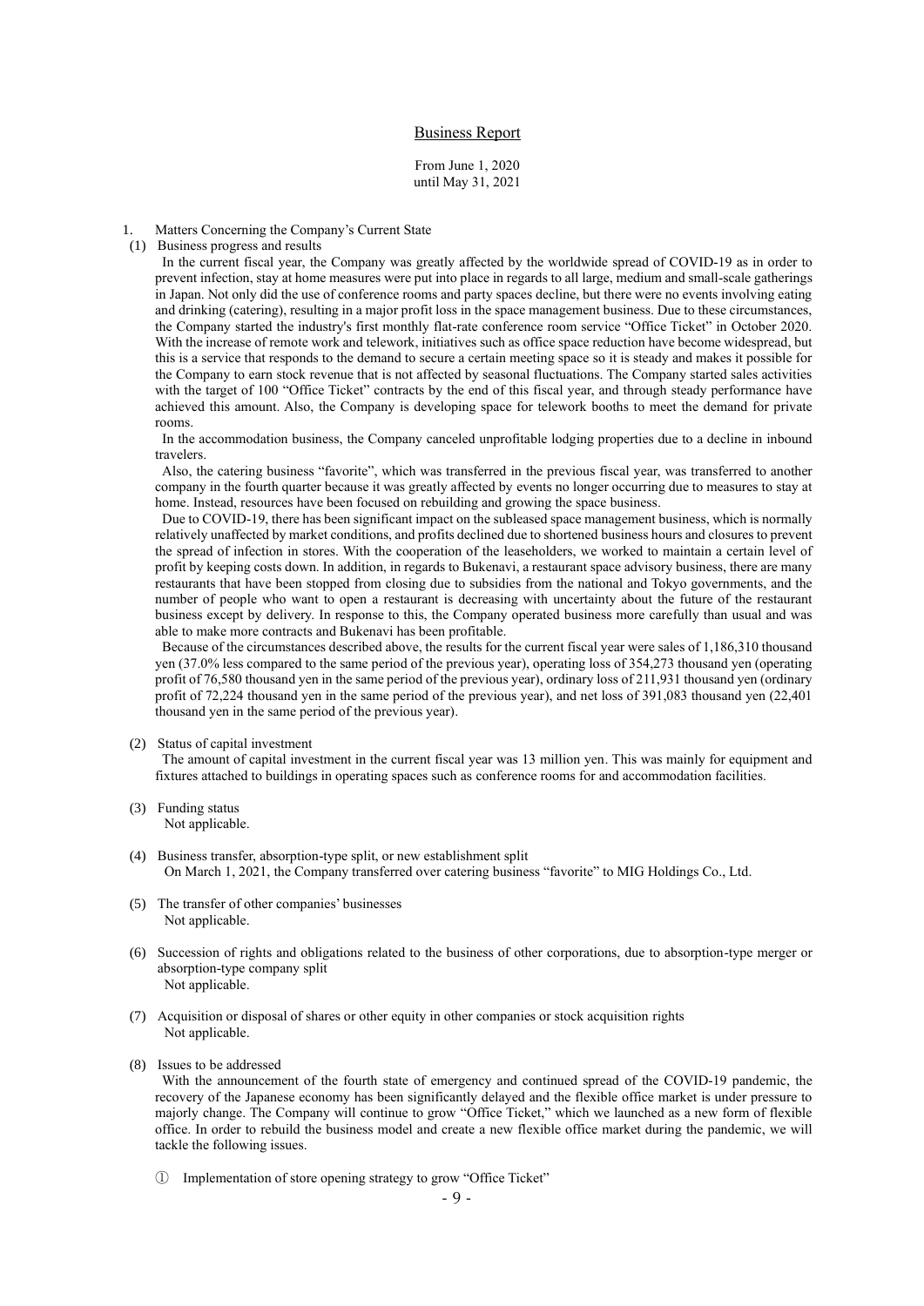# Business Report

From June 1, 2020
until May 31, 2021

1. Matters Concerning the Company's Current State

(1) Business progress and results

In the current fiscal year, the Company was greatly affected by the worldwide spread of COVID-19 as in order to prevent infection, stay at home measures were put into place in regards to all large, medium and small-scale gatherings in Japan. Not only did the use of conference rooms and party spaces decline, but there were no events involving eating and drinking (catering), resulting in a major profit loss in the space management business. Due to these circumstances, the Company started the industry's first monthly flat-rate conference room service "Office Ticket" in October 2020. With the increase of remote work and telework, initiatives such as office space reduction have become widespread, but this is a service that responds to the demand to secure a certain meeting space so it is steady and makes it possible for the Company to earn stock revenue that is not affected by seasonal fluctuations. The Company started sales activities with the target of 100 "Office Ticket" contracts by the end of this fiscal year, and through steady performance have achieved this amount. Also, the Company is developing space for telework booths to meet the demand for private rooms.

In the accommodation business, the Company canceled unprofitable lodging properties due to a decline in inbound travelers.

Also, the catering business "favorite", which was transferred in the previous fiscal year, was transferred to another company in the fourth quarter because it was greatly affected by events no longer occurring due to measures to stay at home. Instead, resources have been focused on rebuilding and growing the space business.

Due to COVID-19, there has been significant impact on the subleased space management business, which is normally relatively unaffected by market conditions, and profits declined due to shortened business hours and closures to prevent the spread of infection in stores. With the cooperation of the leaseholders, we worked to maintain a certain level of profit by keeping costs down. In addition, in regards to Bukenavi, a restaurant space advisory business, there are many restaurants that have been stopped from closing due to subsidies from the national and Tokyo governments, and the number of people who want to open a restaurant is decreasing with uncertainty about the future of the restaurant business except by delivery. In response to this, the Company operated business more carefully than usual and was able to make more contracts and Bukenavi has been profitable.

Because of the circumstances described above, the results for the current fiscal year were sales of 1,186,310 thousand yen (37.0% less compared to the same period of the previous year), operating loss of 354,273 thousand yen (operating profit of 76,580 thousand yen in the same period of the previous year), ordinary loss of 211,931 thousand yen (ordinary profit of 72,224 thousand yen in the same period of the previous year), and net loss of 391,083 thousand yen (22,401 thousand yen in the same period of the previous year).

(2) Status of capital investment

The amount of capital investment in the current fiscal year was 13 million yen. This was mainly for equipment and fixtures attached to buildings in operating spaces such as conference rooms for and accommodation facilities.

(3) Funding status

Not applicable.

(4) Business transfer, absorption-type split, or new establishment split

On March 1, 2021, the Company transferred over catering business "favorite" to MIG Holdings Co., Ltd.

(5) The transfer of other companies' businesses

Not applicable.

(6) Succession of rights and obligations related to the business of other corporations, due to absorption-type merger or absorption-type company split

Not applicable.

(7) Acquisition or disposal of shares or other equity in other companies or stock acquisition rights

Not applicable.

(8) Issues to be addressed

With the announcement of the fourth state of emergency and continued spread of the COVID-19 pandemic, the recovery of the Japanese economy has been significantly delayed and the flexible office market is under pressure to majorly change. The Company will continue to grow "Office Ticket," which we launched as a new form of flexible office. In order to rebuild the business model and create a new flexible office market during the pandemic, we will tackle the following issues.

① Implementation of store opening strategy to grow "Office Ticket"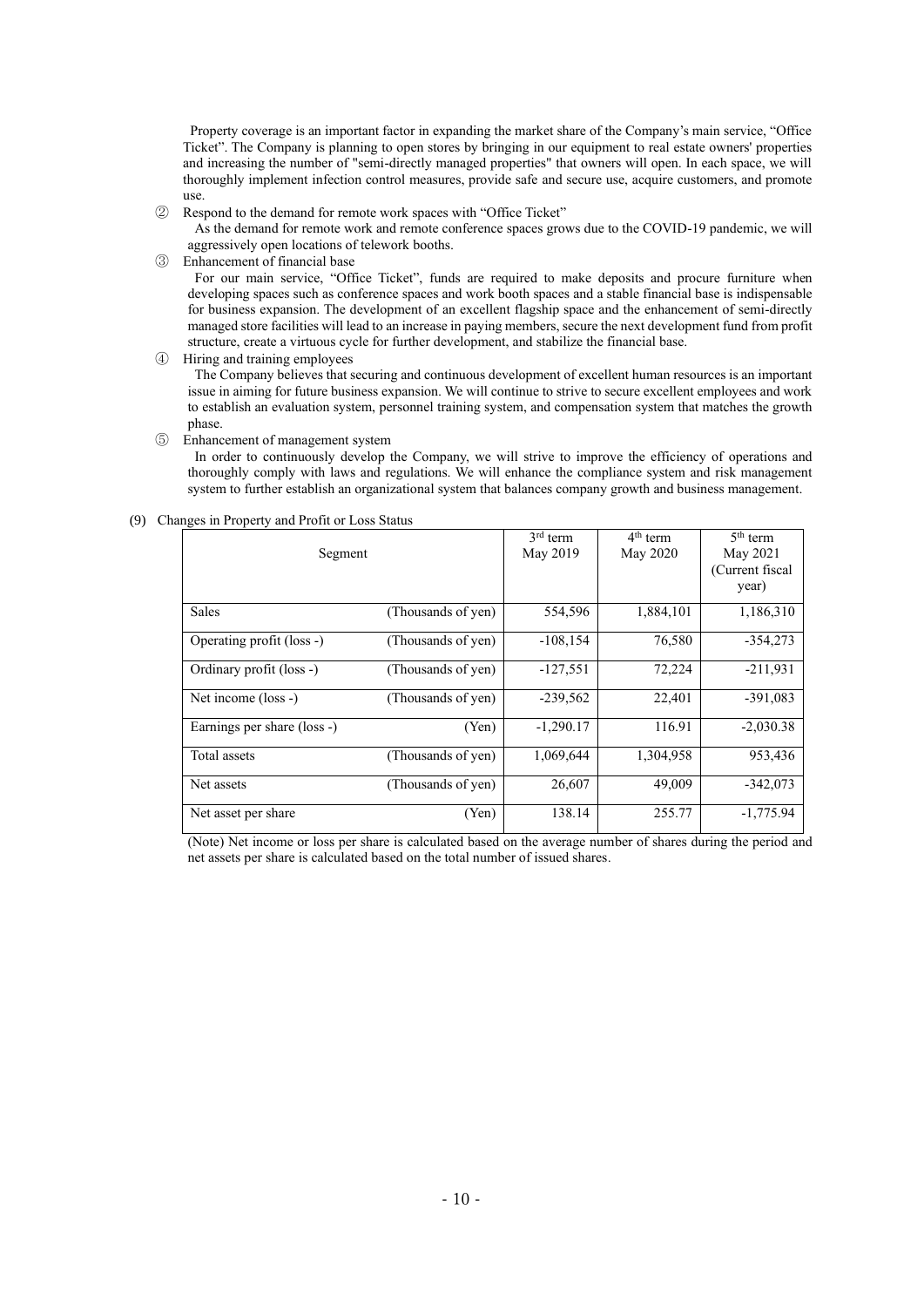Property coverage is an important factor in expanding the market share of the Company's main service, "Office Ticket". The Company is planning to open stores by bringing in our equipment to real estate owners' properties and increasing the number of "semi-directly managed properties" that owners will open. In each space, we will thoroughly implement infection control measures, provide safe and secure use, acquire customers, and promote use.

② Respond to the demand for remote work spaces with "Office Ticket"

As the demand for remote work and remote conference spaces grows due to the COVID-19 pandemic, we will aggressively open locations of telework booths.

③ Enhancement of financial base

For our main service, "Office Ticket", funds are required to make deposits and procure furniture when developing spaces such as conference spaces and work booth spaces and a stable financial base is indispensable for business expansion. The development of an excellent flagship space and the enhancement of semi-directly managed store facilities will lead to an increase in paying members, secure the next development fund from profit structure, create a virtuous cycle for further development, and stabilize the financial base.

④ Hiring and training employees

The Company believes that securing and continuous development of excellent human resources is an important issue in aiming for future business expansion. We will continue to strive to secure excellent employees and work to establish an evaluation system, personnel training system, and compensation system that matches the growth phase.

⑤ Enhancement of management system

In order to continuously develop the Company, we will strive to improve the efficiency of operations and thoroughly comply with laws and regulations. We will enhance the compliance system and risk management system to further establish an organizational system that balances company growth and business management.

(9) Changes in Property and Profit or Loss Status

| Segment | | 3rd term May 2019 | 4th term May 2020 | 5th term May 2021 (Current fiscal year) |
|---|---|---|---|---|
| Sales | (Thousands of yen) | 554,596 | 1,884,101 | 1,186,310 |
| Operating profit (loss -) | (Thousands of yen) | -108,154 | 76,580 | -354,273 |
| Ordinary profit (loss -) | (Thousands of yen) | -127,551 | 72,224 | -211,931 |
| Net income (loss -) | (Thousands of yen) | -239,562 | 22,401 | -391,083 |
| Earnings per share (loss -) | (Yen) | -1,290.17 | 116.91 | -2,030.38 |
| Total assets | (Thousands of yen) | 1,069,644 | 1,304,958 | 953,436 |
| Net assets | (Thousands of yen) | 26,607 | 49,009 | -342,073 |
| Net asset per share | (Yen) | 138.14 | 255.77 | -1,775.94 |

(Note) Net income or loss per share is calculated based on the average number of shares during the period and net assets per share is calculated based on the total number of issued shares.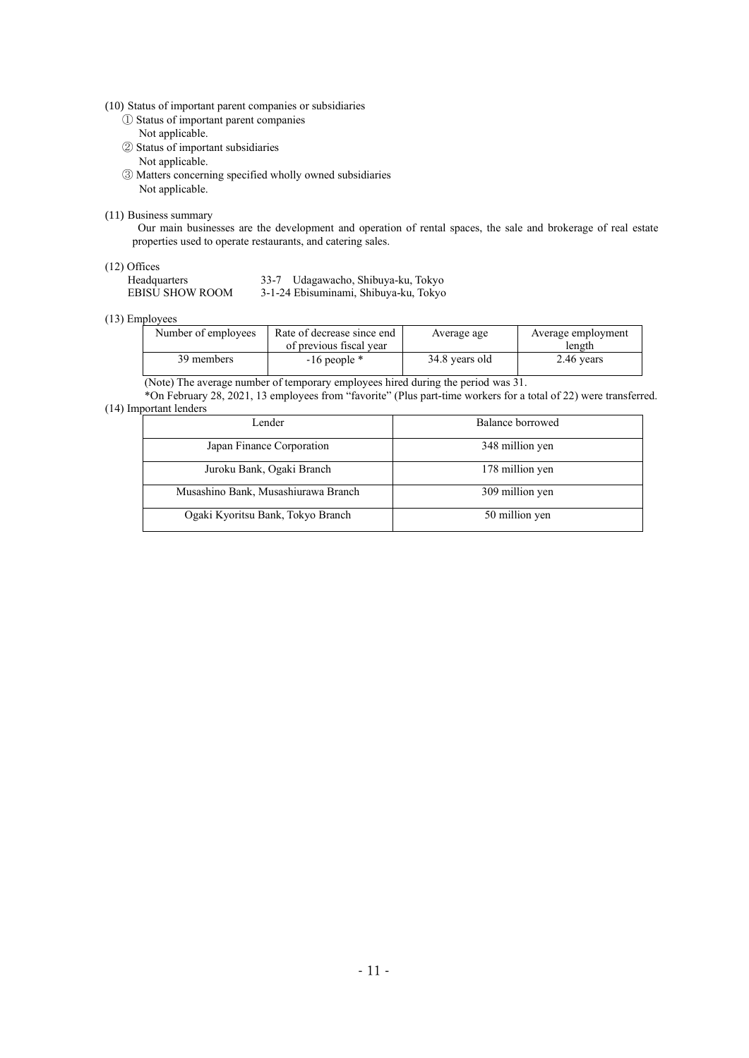(10) Status of important parent companies or subsidiaries

① Status of important parent companies
Not applicable.

② Status of important subsidiaries
Not applicable.

③ Matters concerning specified wholly owned subsidiaries
Not applicable.

(11) Business summary

Our main businesses are the development and operation of rental spaces, the sale and brokerage of real estate properties used to operate restaurants, and catering sales.

(12) Offices

| | |
|---|---|
| Headquarters | 33-7 Udagawacho, Shibuya-ku, Tokyo |
| EBISU SHOW ROOM | 3-1-24 Ebisuminami, Shibuya-ku, Tokyo |

(13) Employees

| Number of employees | Rate of decrease since end of previous fiscal year | Average age | Average employment length |
|---|---|---|---|
| 39 members | -16 people * | 34.8 years old | 2.46 years |

(Note) The average number of temporary employees hired during the period was 31.

*On February 28, 2021, 13 employees from "favorite" (Plus part-time workers for a total of 22) were transferred.

(14) Important lenders

| Lender | Balance borrowed |
|---|---|
| Japan Finance Corporation | 348 million yen |
| Juroku Bank, Ogaki Branch | 178 million yen |
| Musashino Bank, Musashiurawa Branch | 309 million yen |
| Ogaki Kyoritsu Bank, Tokyo Branch | 50 million yen |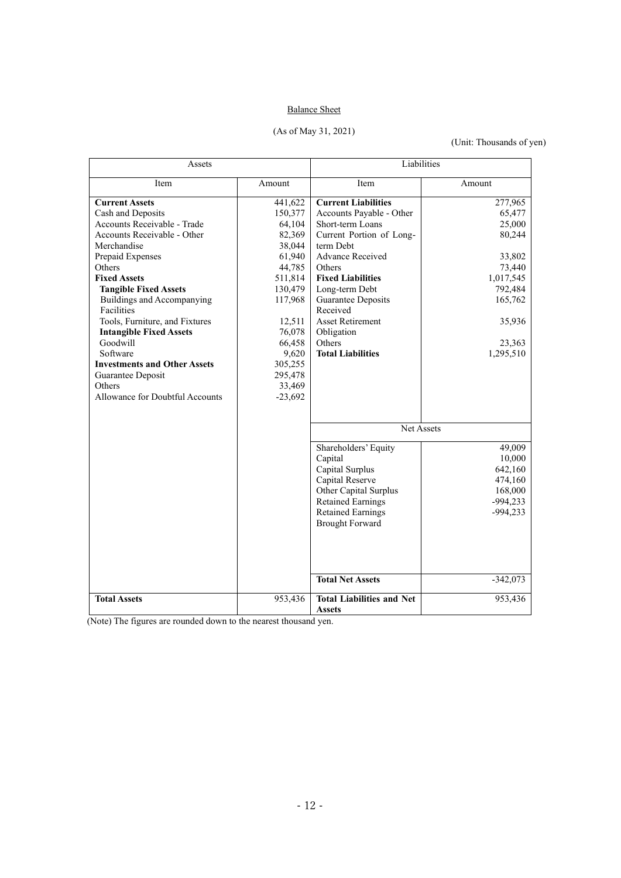# Balance Sheet

(As of May 31, 2021)

(Unit: Thousands of yen)

| Assets | | Liabilities | |
|---|---|---|---|
| Item | Amount | Item | Amount |
| **Current Assets** | 441,622 | **Current Liabilities** | 277,965 |
| Cash and Deposits | 150,377 | Accounts Payable - Other | 65,477 |
| Accounts Receivable - Trade | 64,104 | Short-term Loans | 25,000 |
| Accounts Receivable - Other | 82,369 | Current Portion of Long-term Debt | 80,244 |
| Merchandise | 38,044 | Advance Received | 33,802 |
| Prepaid Expenses | 61,940 | Others | 73,440 |
| Others | 44,785 | **Fixed Liabilities** | 1,017,545 |
| **Fixed Assets** | 511,814 | Long-term Debt | 792,484 |
| **Tangible Fixed Assets** | 130,479 | Guarantee Deposits Received | 165,762 |
| Buildings and Accompanying Facilities | 117,968 | Asset Retirement Obligation | 35,936 |
| Tools, Furniture, and Fixtures | 12,511 | Others | 23,363 |
| **Intangible Fixed Assets** | 76,078 | **Total Liabilities** | 1,295,510 |
| Goodwill | 66,458 | | |
| Software | 9,620 | | |
| **Investments and Other Assets** | 305,255 | | |
| Guarantee Deposit | 295,478 | | |
| Others | 33,469 | | |
| Allowance for Doubtful Accounts | -23,692 | | |
| | | Net Assets | |
| | | Shareholders' Equity | 49,009 |
| | | Capital | 10,000 |
| | | Capital Surplus | 642,160 |
| | | Capital Reserve | 474,160 |
| | | Other Capital Surplus | 168,000 |
| | | Retained Earnings | -994,233 |
| | | Retained Earnings Brought Forward | -994,233 |
| | | **Total Net Assets** | -342,073 |
| **Total Assets** | 953,436 | **Total Liabilities and Net Assets** | 953,436 |

(Note) The figures are rounded down to the nearest thousand yen.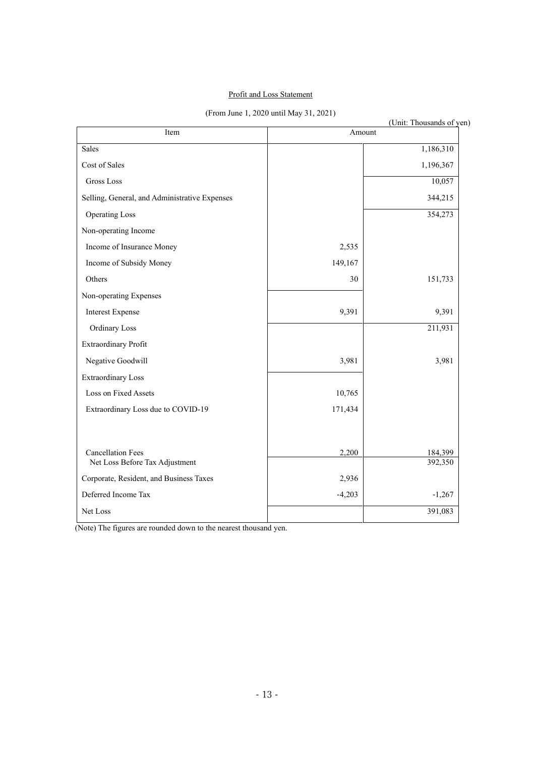## Profit and Loss Statement

(From June 1, 2020 until May 31, 2021)

(Unit: Thousands of yen)

| Item | Amount | |
|---|---|---|
| Sales | | 1,186,310 |
| Cost of Sales | | 1,196,367 |
| Gross Loss | | 10,057 |
| Selling, General, and Administrative Expenses | | 344,215 |
| Operating Loss | | 354,273 |
| Non-operating Income | | |
| Income of Insurance Money | 2,535 | |
| Income of Subsidy Money | 149,167 | |
| Others | 30 | 151,733 |
| Non-operating Expenses | | |
| Interest Expense | 9,391 | 9,391 |
| Ordinary Loss | | 211,931 |
| Extraordinary Profit | | |
| Negative Goodwill | 3,981 | 3,981 |
| Extraordinary Loss | | |
| Loss on Fixed Assets | 10,765 | |
| Extraordinary Loss due to COVID-19 | 171,434 | |
| Cancellation Fees | 2,200 | 184,399 |
| Net Loss Before Tax Adjustment | | 392,350 |
| Corporate, Resident, and Business Taxes | 2,936 | |
| Deferred Income Tax | -4,203 | -1,267 |
| Net Loss | | 391,083 |

(Note) The figures are rounded down to the nearest thousand yen.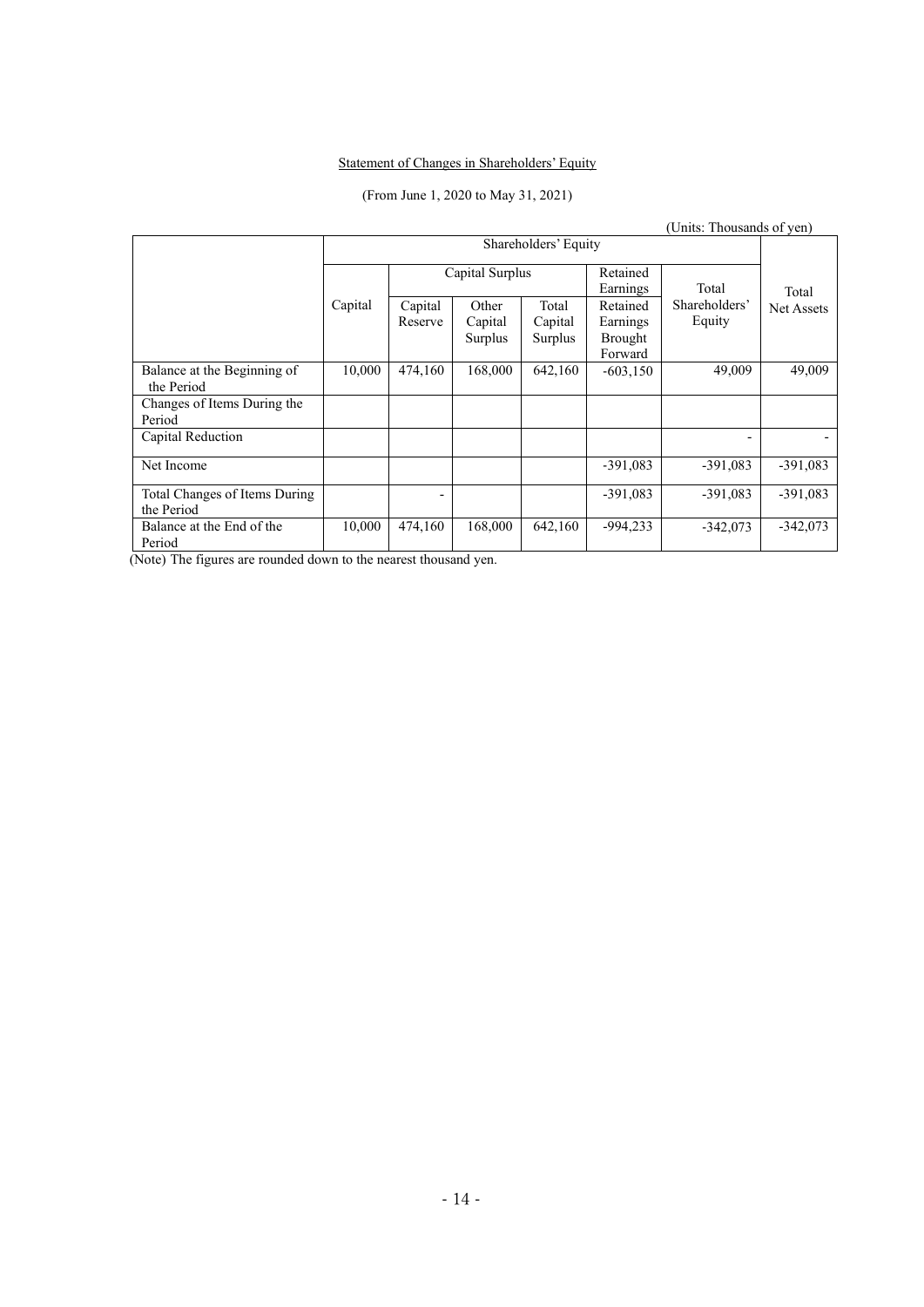Statement of Changes in Shareholders' Equity

(From June 1, 2020 to May 31, 2021)

(Units: Thousands of yen)

| | Shareholders' Equity | | | | | | Total Net Assets |
|---|---|---|---|---|---|---|---|
| | Capital | Capital Surplus | | | Retained Earnings | Total Shareholders' Equity | |
| | | Capital Reserve | Other Capital Surplus | Total Capital Surplus | Retained Earnings Brought Forward | | |
| Balance at the Beginning of the Period | 10,000 | 474,160 | 168,000 | 642,160 | -603,150 | 49,009 | 49,009 |
| Changes of Items During the Period | | | | | | | |
| Capital Reduction | | | | | | - | - |
| Net Income | | | | | -391,083 | -391,083 | -391,083 |
| Total Changes of Items During the Period | | - | | | -391,083 | -391,083 | -391,083 |
| Balance at the End of the Period | 10,000 | 474,160 | 168,000 | 642,160 | -994,233 | -342,073 | -342,073 |

(Note) The figures are rounded down to the nearest thousand yen.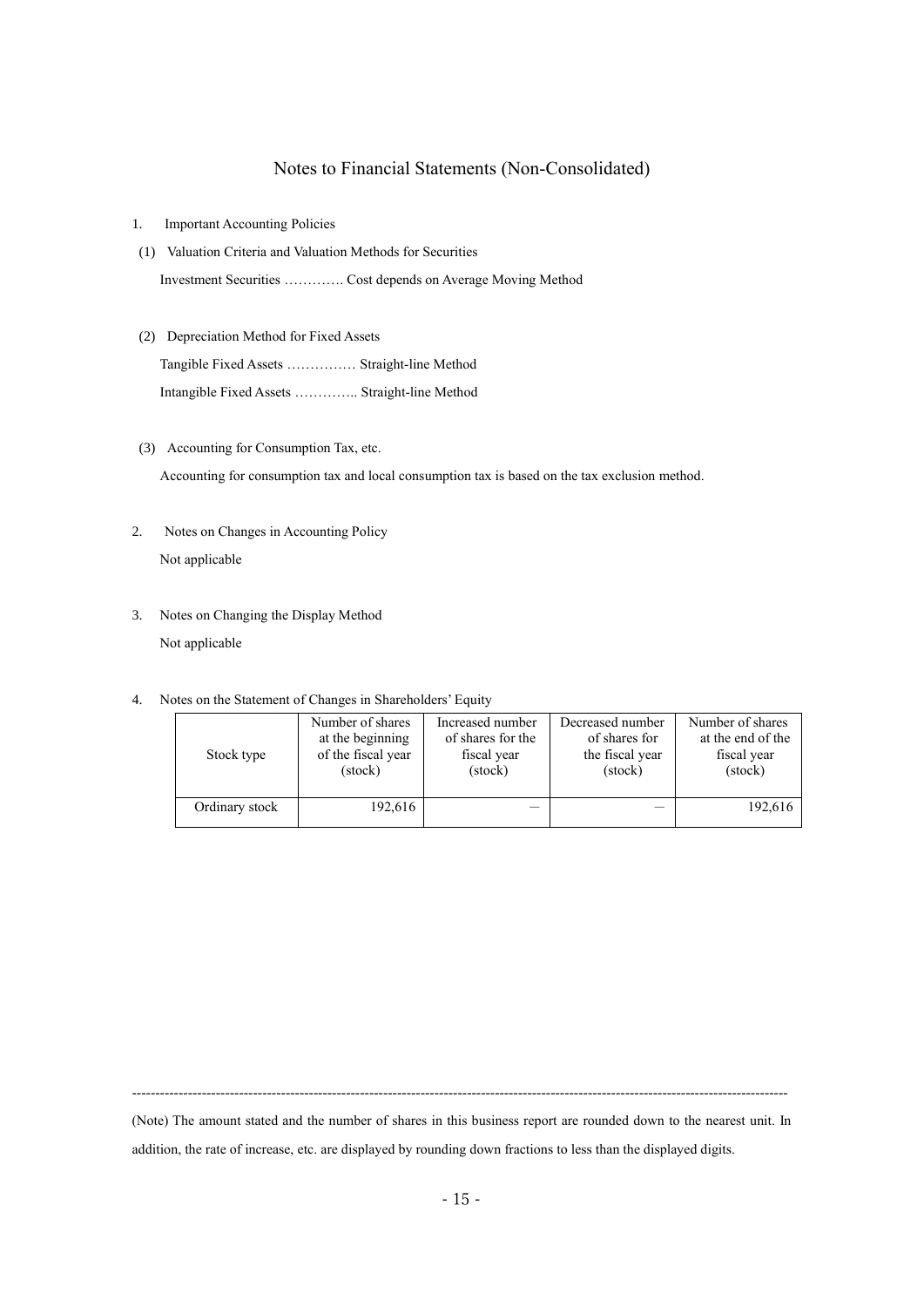# Notes to Financial Statements (Non-Consolidated)

1. Important Accounting Policies

(1) Valuation Criteria and Valuation Methods for Securities

Investment Securities …………. Cost depends on Average Moving Method

(2) Depreciation Method for Fixed Assets

Tangible Fixed Assets …………… Straight-line Method

Intangible Fixed Assets ………….. Straight-line Method

(3) Accounting for Consumption Tax, etc.

Accounting for consumption tax and local consumption tax is based on the tax exclusion method.

2. Notes on Changes in Accounting Policy

Not applicable

3. Notes on Changing the Display Method

Not applicable

4. Notes on the Statement of Changes in Shareholders' Equity

| Stock type | Number of shares at the beginning of the fiscal year (stock) | Increased number of shares for the fiscal year (stock) | Decreased number of shares for the fiscal year (stock) | Number of shares at the end of the fiscal year (stock) |
|---|---|---|---|---|
| Ordinary stock | 192,616 | — | — | 192,616 |

---

(Note) The amount stated and the number of shares in this business report are rounded down to the nearest unit. In addition, the rate of increase, etc. are displayed by rounding down fractions to less than the displayed digits.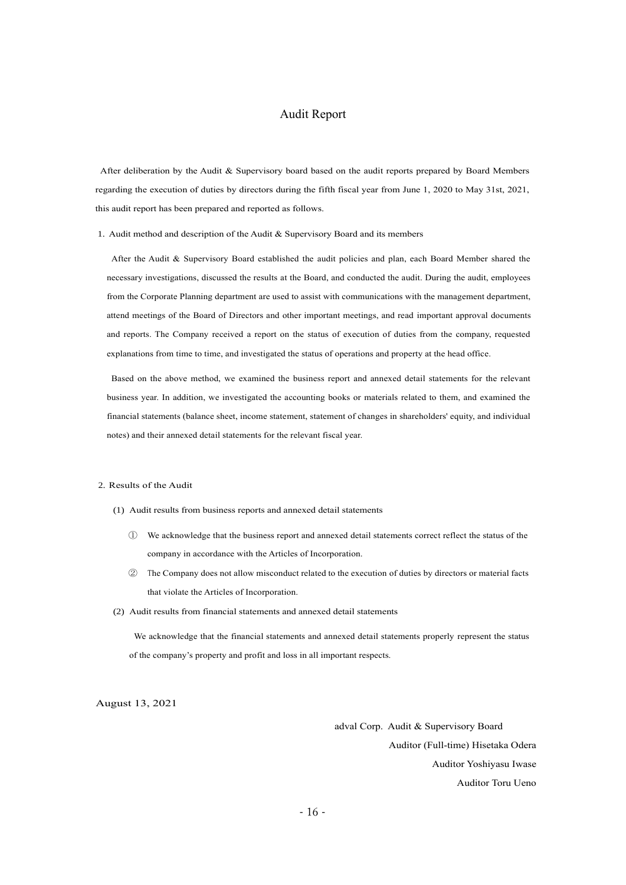# Audit Report

After deliberation by the Audit & Supervisory board based on the audit reports prepared by Board Members regarding the execution of duties by directors during the fifth fiscal year from June 1, 2020 to May 31st, 2021, this audit report has been prepared and reported as follows.

1. Audit method and description of the Audit & Supervisory Board and its members

After the Audit & Supervisory Board established the audit policies and plan, each Board Member shared the necessary investigations, discussed the results at the Board, and conducted the audit. During the audit, employees from the Corporate Planning department are used to assist with communications with the management department, attend meetings of the Board of Directors and other important meetings, and read important approval documents and reports. The Company received a report on the status of execution of duties from the company, requested explanations from time to time, and investigated the status of operations and property at the head office.

Based on the above method, we examined the business report and annexed detail statements for the relevant business year. In addition, we investigated the accounting books or materials related to them, and examined the financial statements (balance sheet, income statement, statement of changes in shareholders' equity, and individual notes) and their annexed detail statements for the relevant fiscal year.

2. Results of the Audit

(1) Audit results from business reports and annexed detail statements

① We acknowledge that the business report and annexed detail statements correct reflect the status of the company in accordance with the Articles of Incorporation.

② The Company does not allow misconduct related to the execution of duties by directors or material facts that violate the Articles of Incorporation.

(2) Audit results from financial statements and annexed detail statements

We acknowledge that the financial statements and annexed detail statements properly represent the status of the company's property and profit and loss in all important respects.

August 13, 2021

adval Corp. Audit & Supervisory Board

Auditor (Full-time) Hisetaka Odera

Auditor Yoshiyasu Iwase

Auditor Toru Ueno